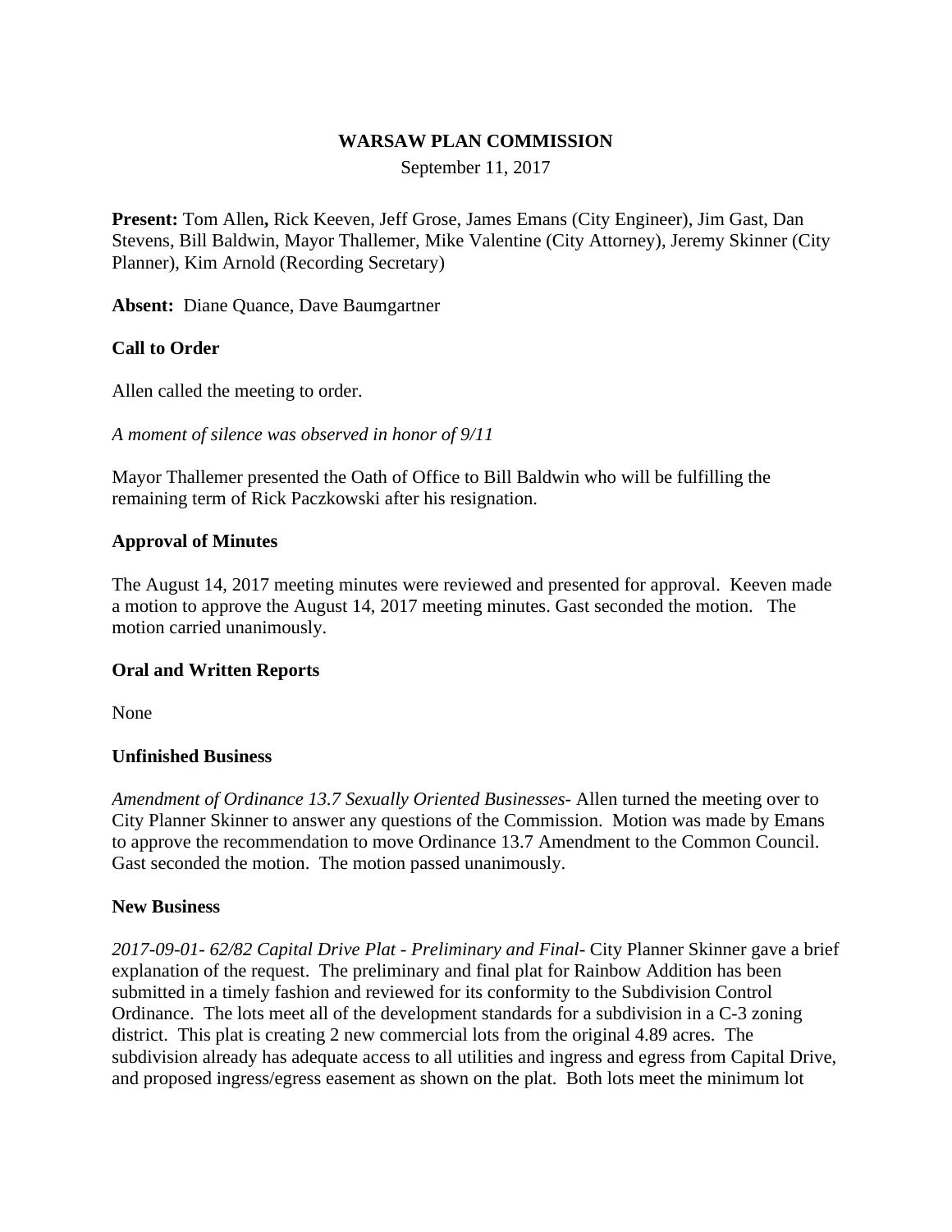# WARSAW PLAN COMMISSION

September 11, 2017

**Present:** Tom Allen**,** Rick Keeven, Jeff Grose, James Emans (City Engineer), Jim Gast, Dan Stevens, Bill Baldwin, Mayor Thallemer, Mike Valentine (City Attorney), Jeremy Skinner (City Planner), Kim Arnold (Recording Secretary)

**Absent:** Diane Quance, Dave Baumgartner

**Call to Order**

Allen called the meeting to order.

*A moment of silence was observed in honor of 9/11*

Mayor Thallemer presented the Oath of Office to Bill Baldwin who will be fulfilling the remaining term of Rick Paczkowski after his resignation.

**Approval of Minutes**

The August 14, 2017 meeting minutes were reviewed and presented for approval. Keeven made a motion to approve the August 14, 2017 meeting minutes. Gast seconded the motion. The motion carried unanimously.

**Oral and Written Reports**

None

**Unfinished Business**

*Amendment of Ordinance 13.7 Sexually Oriented Businesses*- Allen turned the meeting over to City Planner Skinner to answer any questions of the Commission. Motion was made by Emans to approve the recommendation to move Ordinance 13.7 Amendment to the Common Council. Gast seconded the motion. The motion passed unanimously.

**New Business**

*2017-09-01- 62/82 Capital Drive Plat - Preliminary and Final*- City Planner Skinner gave a brief explanation of the request. The preliminary and final plat for Rainbow Addition has been submitted in a timely fashion and reviewed for its conformity to the Subdivision Control Ordinance. The lots meet all of the development standards for a subdivision in a C-3 zoning district. This plat is creating 2 new commercial lots from the original 4.89 acres. The subdivision already has adequate access to all utilities and ingress and egress from Capital Drive, and proposed ingress/egress easement as shown on the plat. Both lots meet the minimum lot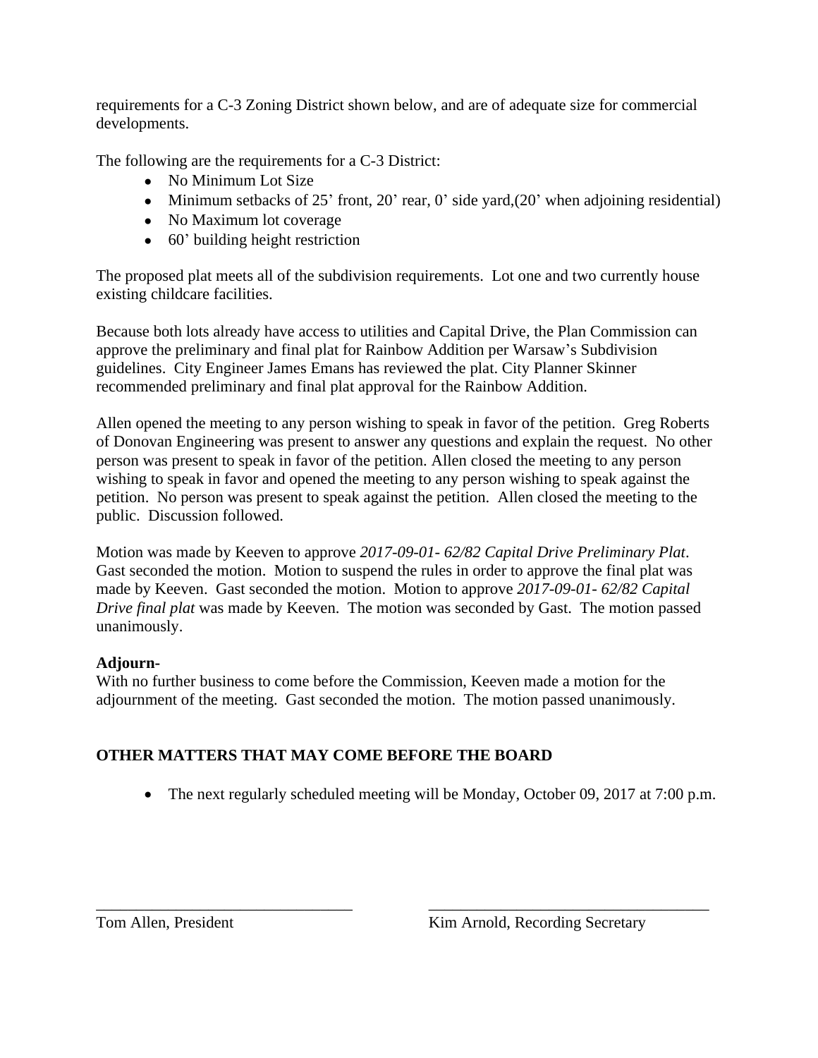requirements for a C-3 Zoning District shown below, and are of adequate size for commercial developments.

The following are the requirements for a C-3 District:

- No Minimum Lot Size
- Minimum setbacks of 25' front, 20' rear, 0' side yard,(20' when adjoining residential)
- No Maximum lot coverage
- 60' building height restriction

The proposed plat meets all of the subdivision requirements. Lot one and two currently house existing childcare facilities.

Because both lots already have access to utilities and Capital Drive, the Plan Commission can approve the preliminary and final plat for Rainbow Addition per Warsaw's Subdivision guidelines. City Engineer James Emans has reviewed the plat. City Planner Skinner recommended preliminary and final plat approval for the Rainbow Addition.

Allen opened the meeting to any person wishing to speak in favor of the petition. Greg Roberts of Donovan Engineering was present to answer any questions and explain the request. No other person was present to speak in favor of the petition. Allen closed the meeting to any person wishing to speak in favor and opened the meeting to any person wishing to speak against the petition. No person was present to speak against the petition. Allen closed the meeting to the public. Discussion followed.

Motion was made by Keeven to approve *2017-09-01- 62/82 Capital Drive Preliminary Plat*. Gast seconded the motion. Motion to suspend the rules in order to approve the final plat was made by Keeven. Gast seconded the motion. Motion to approve *2017-09-01- 62/82 Capital Drive final plat* was made by Keeven. The motion was seconded by Gast. The motion passed unanimously.

**Adjourn-**

With no further business to come before the Commission, Keeven made a motion for the adjournment of the meeting. Gast seconded the motion. The motion passed unanimously.

**OTHER MATTERS THAT MAY COME BEFORE THE BOARD**

- The next regularly scheduled meeting will be Monday, October 09, 2017 at 7:00 p.m.

\_\_\_\_\_\_\_\_\_\_\_\_\_\_\_\_\_\_\_\_\_\_\_\_\_\_\_\_\_\_\_\_\_ \_\_\_\_\_\_\_\_\_\_\_\_\_\_\_\_\_\_\_\_\_\_\_\_\_\_\_\_\_\_\_\_\_\_\_\_

Tom Allen, President Kim Arnold, Recording Secretary